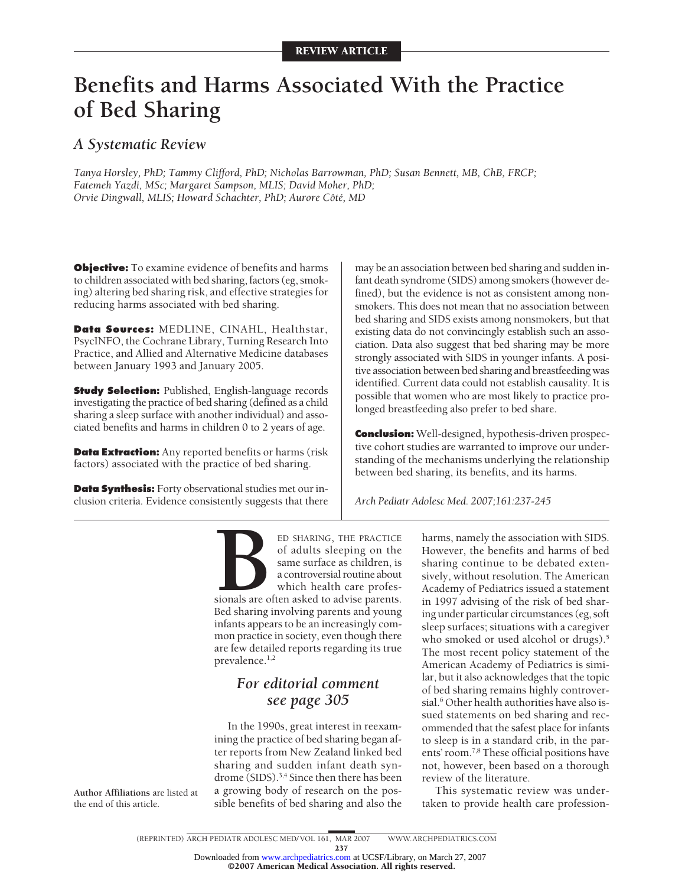REVIEW ARTICLE

# Benefits and Harms Associated With the Practice of Bed Sharing

## A Systematic Review

*Tanya Horsley, PhD; Tammy Clifford, PhD; Nicholas Barrowman, PhD; Susan Bennett, MB, ChB, FRCP; Fatemeh Yazdi, MSc; Margaret Sampson, MLIS; David Moher, PhD; Orvie Dingwall, MLIS; Howard Schachter, PhD; Aurore Côté, MD*

**Objective:** To examine evidence of benefits and harms to children associated with bed sharing, factors (eg, smoking) altering bed sharing risk, and effective strategies for reducing harms associated with bed sharing.

**Data Sources:** MEDLINE, CINAHL, Healthstar, PsycINFO, the Cochrane Library, Turning Research Into Practice, and Allied and Alternative Medicine databases between January 1993 and January 2005.

**Study Selection:** Published, English-language records investigating the practice of bed sharing (defined as a child sharing a sleep surface with another individual) and associated benefits and harms in children 0 to 2 years of age.

**Data Extraction:** Any reported benefits or harms (risk factors) associated with the practice of bed sharing.

**Data Synthesis:** Forty observational studies met our inclusion criteria. Evidence consistently suggests that there may be an association between bed sharing and sudden infant death syndrome (SIDS) among smokers (however defined), but the evidence is not as consistent among nonsmokers. This does not mean that no association between bed sharing and SIDS exists among nonsmokers, but that existing data do not convincingly establish such an association. Data also suggest that bed sharing may be more strongly associated with SIDS in younger infants. A positive association between bed sharing and breastfeeding was identified. Current data could not establish causality. It is possible that women who are most likely to practice prolonged breastfeeding also prefer to bed share.

**Conclusion:** Well-designed, hypothesis-driven prospective cohort studies are warranted to improve our understanding of the mechanisms underlying the relationship between bed sharing, its benefits, and its harms.

*Arch Pediatr Adolesc Med. 2007;161:237-245*

Bed sharing, the practice of adults sleeping on the same surface as children, is a controversial routine about which health care professionals are often asked to advise parents. Bed sharing involving parents and young infants appears to be an increasingly common practice in society, even though there are few detailed reports regarding its true prevalence.[1,2]

*For editorial comment see page 305*

In the 1990s, great interest in reexamining the practice of bed sharing began after reports from New Zealand linked bed sharing and sudden infant death syndrome (SIDS).[3,4] Since then there has been a growing body of research on the possible benefits of bed sharing and also the harms, namely the association with SIDS. However, the benefits and harms of bed sharing continue to be debated extensively, without resolution. The American Academy of Pediatrics issued a statement in 1997 advising of the risk of bed sharing under particular circumstances (eg, soft sleep surfaces; situations with a caregiver who smoked or used alcohol or drugs).[5] The most recent policy statement of the American Academy of Pediatrics is similar, but it also acknowledges that the topic of bed sharing remains highly controversial.[6] Other health authorities have also issued statements on bed sharing and recommended that the safest place for infants to sleep is in a standard crib, in the parents' room.[7,8] These official positions have not, however, been based on a thorough review of the literature.

This systematic review was undertaken to provide health care profession-

**Author Affiliations** are listed at the end of this article.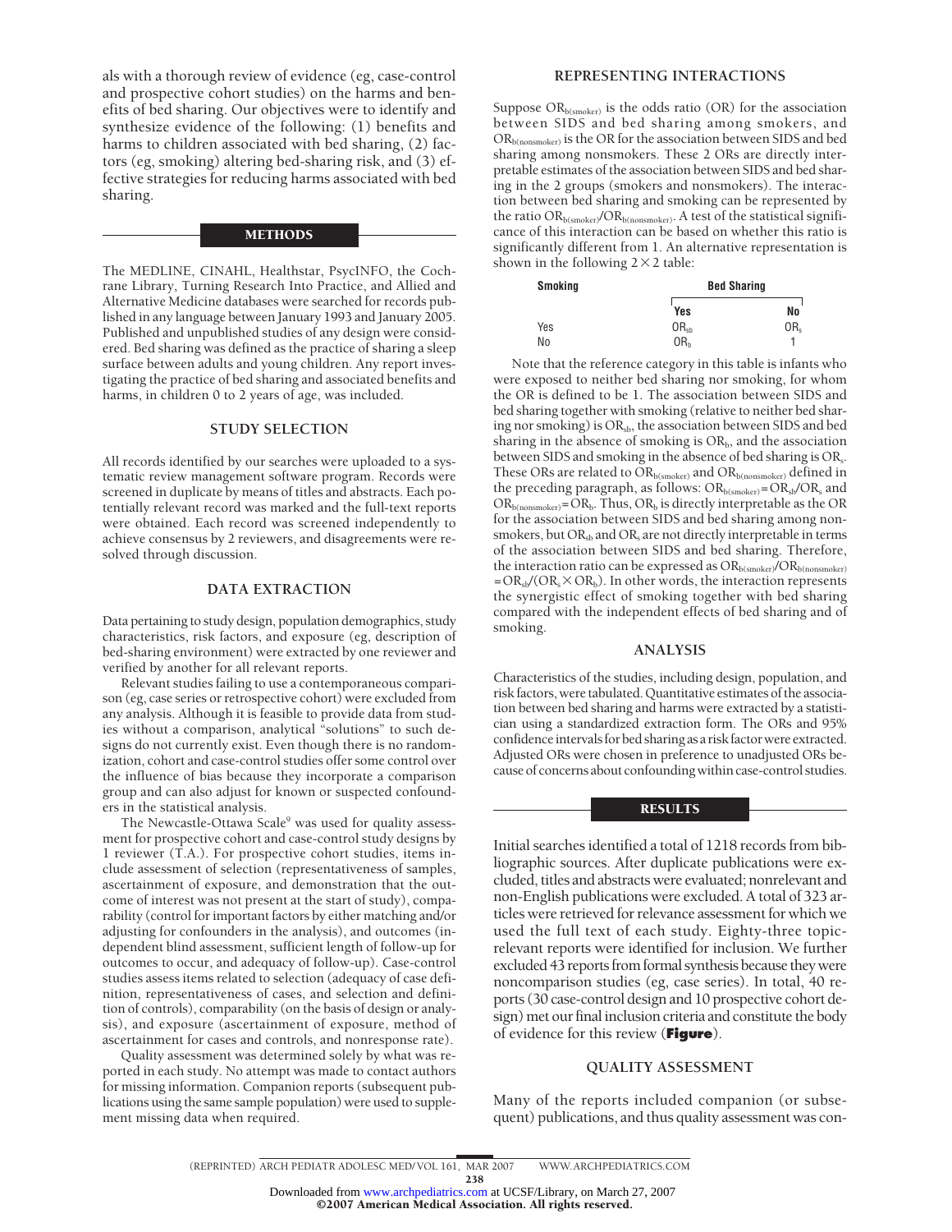als with a thorough review of evidence (eg, case-control and prospective cohort studies) on the harms and benefits of bed sharing. Our objectives were to identify and synthesize evidence of the following: (1) benefits and harms to children associated with bed sharing, (2) factors (eg, smoking) altering bed-sharing risk, and (3) effective strategies for reducing harms associated with bed sharing.

## METHODS

The MEDLINE, CINAHL, Healthstar, PsycINFO, the Cochrane Library, Turning Research Into Practice, and Allied and Alternative Medicine databases were searched for records published in any language between January 1993 and January 2005. Published and unpublished studies of any design were considered. Bed sharing was defined as the practice of sharing a sleep surface between adults and young children. Any report investigating the practice of bed sharing and associated benefits and harms, in children 0 to 2 years of age, was included.

### STUDY SELECTION

All records identified by our searches were uploaded to a systematic review management software program. Records were screened in duplicate by means of titles and abstracts. Each potentially relevant record was marked and the full-text reports were obtained. Each record was screened independently to achieve consensus by 2 reviewers, and disagreements were resolved through discussion.

### DATA EXTRACTION

Data pertaining to study design, population demographics, study characteristics, risk factors, and exposure (eg, description of bed-sharing environment) were extracted by one reviewer and verified by another for all relevant reports.

Relevant studies failing to use a contemporaneous comparison (eg, case series or retrospective cohort) were excluded from any analysis. Although it is feasible to provide data from studies without a comparison, analytical "solutions" to such designs do not currently exist. Even though there is no randomization, cohort and case-control studies offer some control over the influence of bias because they incorporate a comparison group and can also adjust for known or suspected confounders in the statistical analysis.

The Newcastle-Ottawa Scale[9] was used for quality assessment for prospective cohort and case-control study designs by 1 reviewer (T.A.). For prospective cohort studies, items include assessment of selection (representativeness of samples, ascertainment of exposure, and demonstration that the outcome of interest was not present at the start of study), comparability (control for important factors by either matching and/or adjusting for confounders in the analysis), and outcomes (independent blind assessment, sufficient length of follow-up for outcomes to occur, and adequacy of follow-up). Case-control studies assess items related to selection (adequacy of case definition, representativeness of cases, and selection and definition of controls), comparability (on the basis of design or analysis), and exposure (ascertainment of exposure, method of ascertainment for cases and controls, and nonresponse rate).

Quality assessment was determined solely by what was reported in each study. No attempt was made to contact authors for missing information. Companion reports (subsequent publications using the same sample population) were used to supplement missing data when required.

### REPRESENTING INTERACTIONS

Suppose $OR_{b(smoker)}$ is the odds ratio (OR) for the association between SIDS and bed sharing among smokers, and $OR_{b(nonsmoker)}$ is the OR for the association between SIDS and bed sharing among nonsmokers. These 2 ORs are directly interpretable estimates of the association between SIDS and bed sharing in the 2 groups (smokers and nonsmokers). The interaction between bed sharing and smoking can be represented by the ratio $OR_{b(smoker)}/OR_{b(nonsmoker)}$. A test of the statistical significance of this interaction can be based on whether this ratio is significantly different from 1. An alternative representation is shown in the following 2×2 table:

| Smoking | Bed Sharing | |
|---|---|---|
| | Yes | No |
| Yes | $OR_{sb}$ | $OR_s$ |
| No | $OR_b$ | 1 |

Note that the reference category in this table is infants who were exposed to neither bed sharing nor smoking, for whom the OR is defined to be 1. The association between SIDS and bed sharing together with smoking (relative to neither bed sharing nor smoking) is $OR_{sb}$, the association between SIDS and bed sharing in the absence of smoking is $OR_b$, and the association between SIDS and smoking in the absence of bed sharing is $OR_s$. These ORs are related to $OR_{b(smoker)}$ and $OR_{b(nonsmoker)}$ defined in the preceding paragraph, as follows: $OR_{b(smoker)} = OR_{sb}/OR_s$ and $OR_{b(nonsmoker)} = OR_b$. Thus, $OR_b$ is directly interpretable as the OR for the association between SIDS and bed sharing among nonsmokers, but $OR_{sb}$ and $OR_s$ are not directly interpretable in terms of the association between SIDS and bed sharing. Therefore, the interaction ratio can be expressed as $OR_{b(smoker)}/OR_{b(nonsmoker)} = OR_{sb}/(OR_s \times OR_b)$. In other words, the interaction represents the synergistic effect of smoking together with bed sharing compared with the independent effects of bed sharing and of smoking.

### ANALYSIS

Characteristics of the studies, including design, population, and risk factors, were tabulated. Quantitative estimates of the association between bed sharing and harms were extracted by a statistician using a standardized extraction form. The ORs and 95% confidence intervals for bed sharing as a risk factor were extracted. Adjusted ORs were chosen in preference to unadjusted ORs because of concerns about confounding within case-control studies.

## RESULTS

Initial searches identified a total of 1218 records from bibliographic sources. After duplicate publications were excluded, titles and abstracts were evaluated; nonrelevant and non-English publications were excluded. A total of 323 articles were retrieved for relevance assessment for which we used the full text of each study. Eighty-three topic-relevant reports were identified for inclusion. We further excluded 43 reports from formal synthesis because they were noncomparison studies (eg, case series). In total, 40 reports (30 case-control design and 10 prospective cohort design) met our final inclusion criteria and constitute the body of evidence for this review (**Figure**).

### QUALITY ASSESSMENT

Many of the reports included companion (or subsequent) publications, and thus quality assessment was con-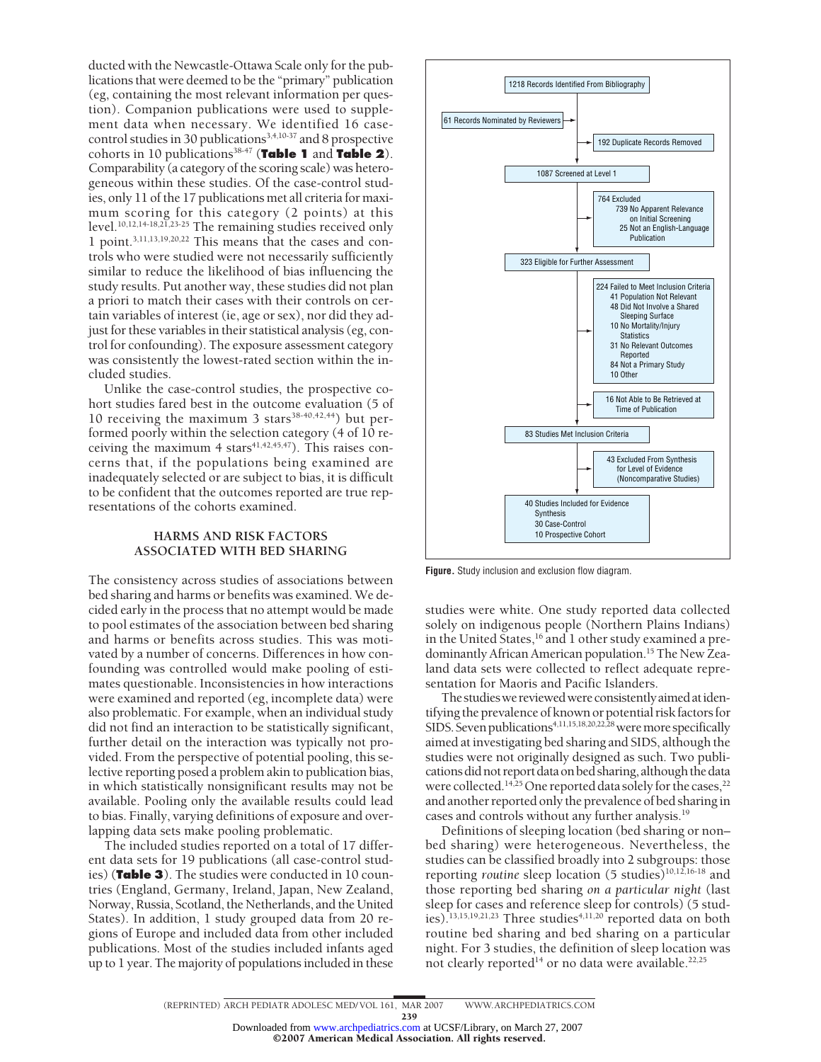ducted with the Newcastle-Ottawa Scale only for the publications that were deemed to be the "primary" publication (eg, containing the most relevant information per question). Companion publications were used to supplement data when necessary. We identified 16 case-control studies in 30 publications[3,4,10-37] and 8 prospective cohorts in 10 publications[38-47] (**Table 1** and **Table 2**). Comparability (a category of the scoring scale) was heterogeneous within these studies. Of the case-control studies, only 11 of the 17 publications met all criteria for maximum scoring for this category (2 points) at this level.[10,12,14-18,21,23-25] The remaining studies received only 1 point.[3,11,13,19,20,22] This means that the cases and controls who were studied were not necessarily sufficiently similar to reduce the likelihood of bias influencing the study results. Put another way, these studies did not plan a priori to match their cases with their controls on certain variables of interest (ie, age or sex), nor did they adjust for these variables in their statistical analysis (eg, control for confounding). The exposure assessment category was consistently the lowest-rated section within the included studies.

Unlike the case-control studies, the prospective cohort studies fared best in the outcome evaluation (5 of 10 receiving the maximum 3 stars[38-40,42,44]) but performed poorly within the selection category (4 of 10 receiving the maximum 4 stars[41,42,45,47]). This raises concerns that, if the populations being examined are inadequately selected or are subject to bias, it is difficult to be confident that the outcomes reported are true representations of the cohorts examined.

## HARMS AND RISK FACTORS ASSOCIATED WITH BED SHARING

The consistency across studies of associations between bed sharing and harms or benefits was examined. We decided early in the process that no attempt would be made to pool estimates of the association between bed sharing and harms or benefits across studies. This was motivated by a number of concerns. Differences in how confounding was controlled would make pooling of estimates questionable. Inconsistencies in how interactions were examined and reported (eg, incomplete data) were also problematic. For example, when an individual study did not find an interaction to be statistically significant, further detail on the interaction was typically not provided. From the perspective of potential pooling, this selective reporting posed a problem akin to publication bias, in which statistically nonsignificant results may not be available. Pooling only the available results could lead to bias. Finally, varying definitions of exposure and overlapping data sets make pooling problematic.

The included studies reported on a total of 17 different data sets for 19 publications (all case-control studies) (**Table 3**). The studies were conducted in 10 countries (England, Germany, Ireland, Japan, New Zealand, Norway, Russia, Scotland, the Netherlands, and the United States). In addition, 1 study grouped data from 20 regions of Europe and included data from other included publications. Most of the studies included infants aged up to 1 year. The majority of populations included in these studies were white. One study reported data collected solely on indigenous people (Northern Plains Indians) in the United States,[16] and 1 other study examined a predominantly African American population.[15] The New Zealand data sets were collected to reflect adequate representation for Maoris and Pacific Islanders.

The studies we reviewed were consistently aimed at identifying the prevalence of known or potential risk factors for SIDS. Seven publications[4,11,15,18,20,22,28] were more specifically aimed at investigating bed sharing and SIDS, although the studies were not originally designed as such. Two publications did not report data on bed sharing, although the data were collected.[14,25] One reported data solely for the cases,[22] and another reported only the prevalence of bed sharing in cases and controls without any further analysis.[19]

Definitions of sleeping location (bed sharing or non–bed sharing) were heterogeneous. Nevertheless, the studies can be classified broadly into 2 subgroups: those reporting *routine* sleep location (5 studies)[10,12,16-18] and those reporting bed sharing *on a particular night* (last sleep for cases and reference sleep for controls) (5 studies).[13,15,19,21,23] Three studies[4,11,20] reported data on both routine bed sharing and bed sharing on a particular night. For 3 studies, the definition of sleep location was not clearly reported[14] or no data were available.[22,25]

1218 Records Identified From Bibliography
61 Records Nominated by Reviewers
192 Duplicate Records Removed
1087 Screened at Level 1
764 Excluded
- 739 No Apparent Relevance on Initial Screening
- 25 Not an English-Language Publication

323 Eligible for Further Assessment
224 Failed to Meet Inclusion Criteria
- 41 Population Not Relevant
- 48 Did Not Involve a Shared Sleeping Surface
- 10 No Mortality/Injury Statistics
- 31 No Relevant Outcomes Reported
- 84 Not a Primary Study
- 10 Other

16 Not Able to Be Retrieved at Time of Publication
83 Studies Met Inclusion Criteria
43 Excluded From Synthesis for Level of Evidence (Noncomparative Studies)
40 Studies Included for Evidence Synthesis
- 30 Case-Control
- 10 Prospective Cohort

**Figure.** Study inclusion and exclusion flow diagram.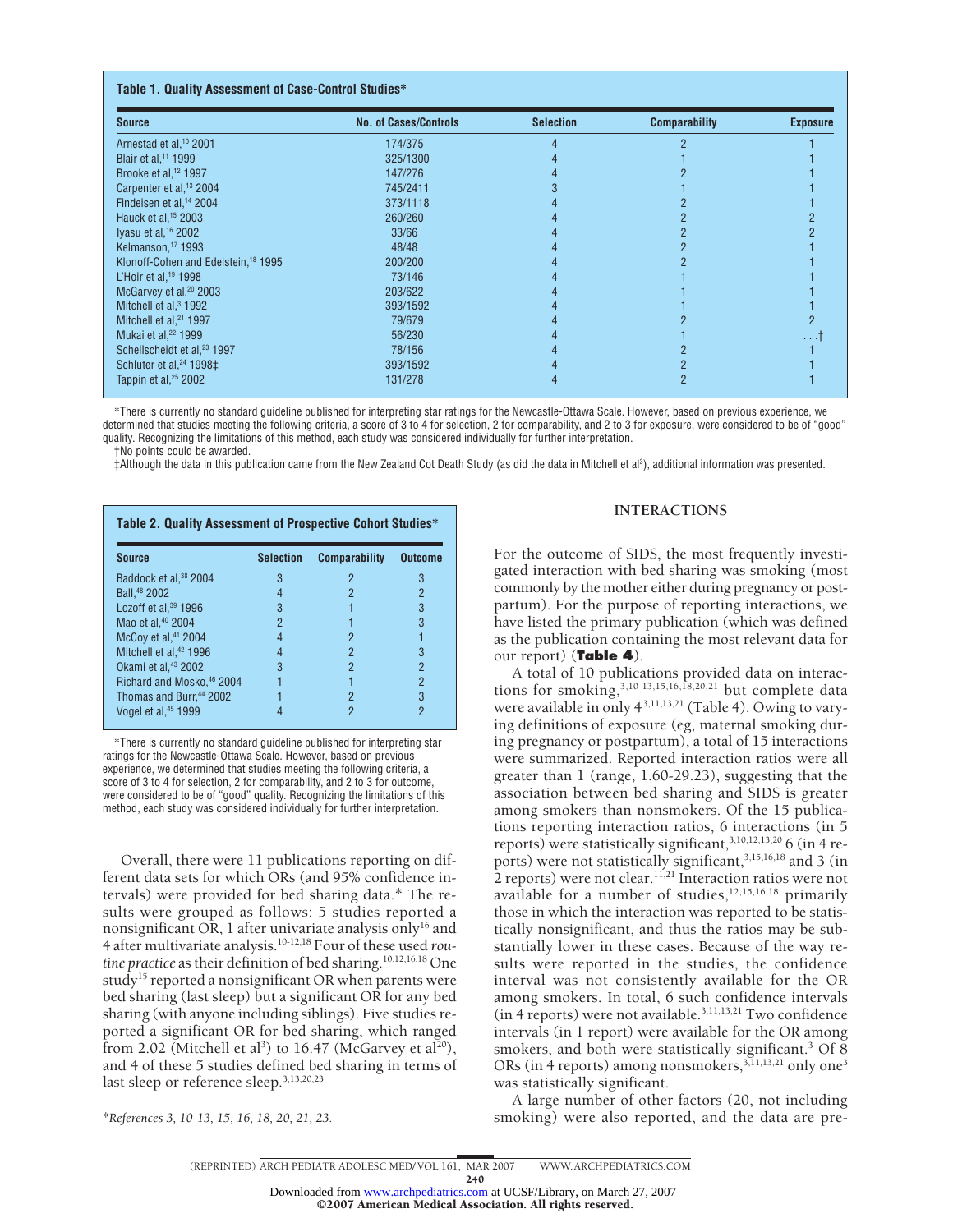**Table 1. Quality Assessment of Case-Control Studies***

| Source | No. of Cases/Controls | Selection | Comparability | Exposure |
|---|---|---|---|---|
| Arnestad et al,[10] 2001 | 174/375 | 4 | 2 | 1 |
| Blair et al,[11] 1999 | 325/1300 | 4 | 1 | 1 |
| Brooke et al,[12] 1997 | 147/276 | 4 | 2 | 1 |
| Carpenter et al,[13] 2004 | 745/2411 | 3 | 1 | 1 |
| Findeisen et al,[14] 2004 | 373/1118 | 4 | 2 | 1 |
| Hauck et al,[15] 2003 | 260/260 | 4 | 2 | 2 |
| Iyasu et al,[16] 2002 | 33/66 | 4 | 2 | 2 |
| Kelmanson,[17] 1993 | 48/48 | 4 | 2 | 1 |
| Klonoff-Cohen and Edelstein,[18] 1995 | 200/200 | 4 | 2 | 1 |
| L'Hoir et al,[19] 1998 | 73/146 | 4 | 1 | 1 |
| McGarvey et al,[20] 2003 | 203/622 | 4 | 1 | 1 |
| Mitchell et al,[3] 1992 | 393/1592 | 4 | 1 | 1 |
| Mitchell et al,[21] 1997 | 79/679 | 4 | 2 | 2 |
| Mukai et al,[22] 1999 | 56/230 | 4 | 1 | . . .† |
| Schellscheidt et al,[23] 1997 | 78/156 | 4 | 2 | 1 |
| Schluter et al,[24] 1998‡ | 393/1592 | 4 | 2 | 1 |
| Tappin et al,[25] 2002 | 131/278 | 4 | 2 | 1 |

*There is currently no standard guideline published for interpreting star ratings for the Newcastle-Ottawa Scale. However, based on previous experience, we determined that studies meeting the following criteria, a score of 3 to 4 for selection, 2 for comparability, and 2 to 3 for exposure, were considered to be of "good" quality. Recognizing the limitations of this method, each study was considered individually for further interpretation.

†No points could be awarded.

‡Although the data in this publication came from the New Zealand Cot Death Study (as did the data in Mitchell et al[3]), additional information was presented.

**Table 2. Quality Assessment of Prospective Cohort Studies***

| Source | Selection | Comparability | Outcome |
|---|---|---|---|
| Baddock et al,[38] 2004 | 3 | 2 | 3 |
| Ball,[48] 2002 | 4 | 2 | 2 |
| Lozoff et al,[39] 1996 | 3 | 1 | 3 |
| Mao et al,[40] 2004 | 2 | 1 | 3 |
| McCoy et al,[41] 2004 | 4 | 2 | 1 |
| Mitchell et al,[42] 1996 | 4 | 2 | 3 |
| Okami et al,[43] 2002 | 3 | 2 | 2 |
| Richard and Mosko,[46] 2004 | 1 | 1 | 2 |
| Thomas and Burr,[44] 2002 | 1 | 2 | 3 |
| Vogel et al,[45] 1999 | 4 | 2 | 2 |

*There is currently no standard guideline published for interpreting star ratings for the Newcastle-Ottawa Scale. However, based on previous experience, we determined that studies meeting the following criteria, a score of 3 to 4 for selection, 2 for comparability, and 2 to 3 for outcome, were considered to be of "good" quality. Recognizing the limitations of this method, each study was considered individually for further interpretation.

Overall, there were 11 publications reporting on different data sets for which ORs (and 95% confidence intervals) were provided for bed sharing data.* The results were grouped as follows: 5 studies reported a nonsignificant OR, 1 after univariate analysis only[16] and 4 after multivariate analysis.[10-12,18] Four of these used *routine practice* as their definition of bed sharing.[10,12,16,18] One study[15] reported a nonsignificant OR when parents were bed sharing (last sleep) but a significant OR for any bed sharing (with anyone including siblings). Five studies reported a significant OR for bed sharing, which ranged from 2.02 (Mitchell et al[3]) to 16.47 (McGarvey et al[20]), and 4 of these 5 studies defined bed sharing in terms of last sleep or reference sleep.[3,13,20,23]

*References 3, 10-13, 15, 16, 18, 20, 21, 23.

## INTERACTIONS

For the outcome of SIDS, the most frequently investigated interaction with bed sharing was smoking (most commonly by the mother either during pregnancy or postpartum). For the purpose of reporting interactions, we have listed the primary publication (which was defined as the publication containing the most relevant data for our report) (**Table 4**).

A total of 10 publications provided data on interactions for smoking,[3,10-13,15,16,18,20,21] but complete data were available in only 4[3,11,13,21] (Table 4). Owing to varying definitions of exposure (eg, maternal smoking during pregnancy or postpartum), a total of 15 interactions were summarized. Reported interaction ratios were all greater than 1 (range, 1.60-29.23), suggesting that the association between bed sharing and SIDS is greater among smokers than nonsmokers. Of the 15 publications reporting interaction ratios, 6 interactions (in 5 reports) were statistically significant,[3,10,12,13,20] 6 (in 4 reports) were not statistically significant,[3,15,16,18] and 3 (in 2 reports) were not clear.[11,21] Interaction ratios were not available for a number of studies,[12,15,16,18] primarily those in which the interaction was reported to be statistically nonsignificant, and thus the ratios may be substantially lower in these cases. Because of the way results were reported in the studies, the confidence interval was not consistently available for the OR among smokers. In total, 6 such confidence intervals (in 4 reports) were not available.[3,11,13,21] Two confidence intervals (in 1 report) were available for the OR among smokers, and both were statistically significant.[3] Of 8 ORs (in 4 reports) among nonsmokers,[3,11,13,21] only one[3] was statistically significant.

A large number of other factors (20, not including smoking) were also reported, and the data are pre-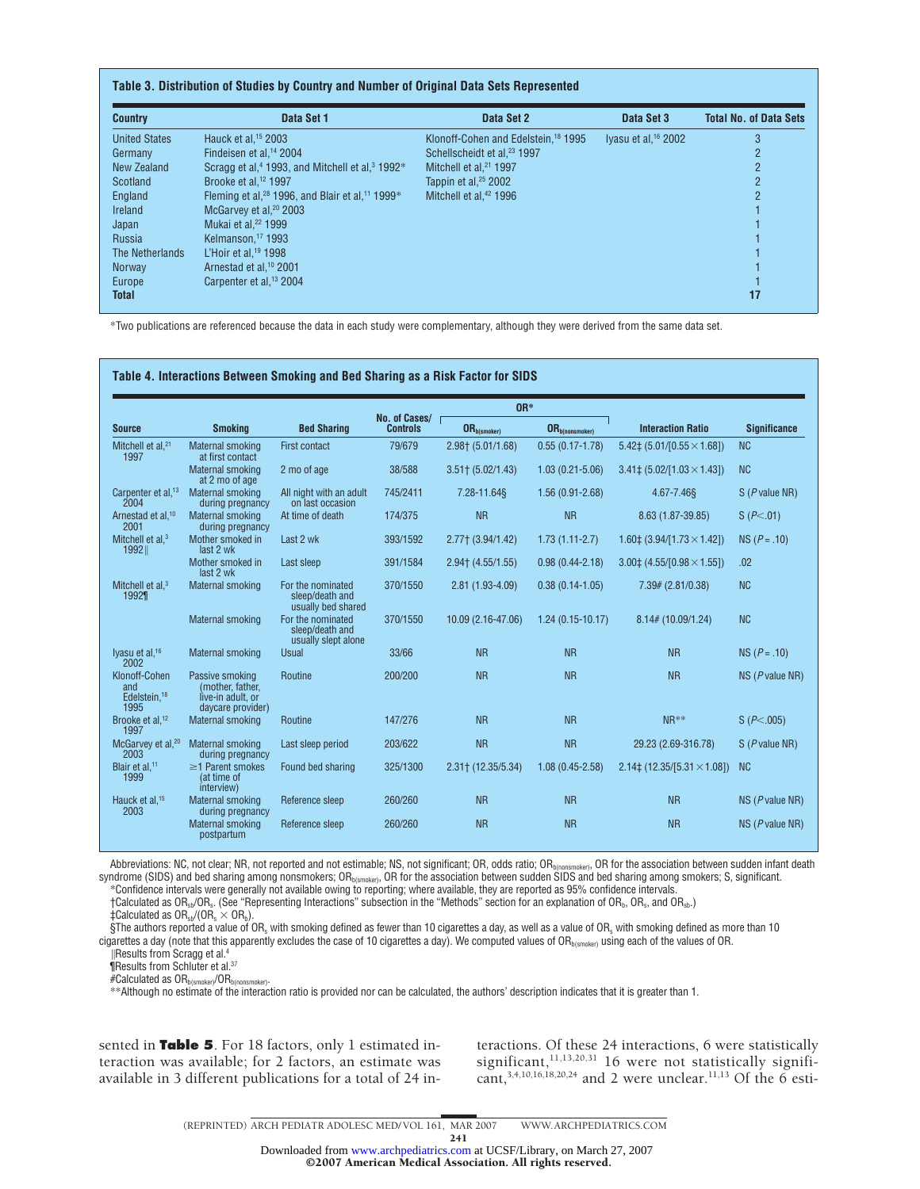**Table 3. Distribution of Studies by Country and Number of Original Data Sets Represented**

| Country | Data Set 1 | Data Set 2 | Data Set 3 | Total No. of Data Sets |
|---|---|---|---|---|
| United States | Hauck et al,[15] 2003 | Klonoff-Cohen and Edelstein,[18] 1995 | Iyasu et al,[16] 2002 | 3 |
| Germany | Findeisen et al,[14] 2004 | Schellscheidt et al,[23] 1997 | | 2 |
| New Zealand | Scragg et al,[4] 1993, and Mitchell et al,[3] 1992* | Mitchell et al,[21] 1997 | | 2 |
| Scotland | Brooke et al,[12] 1997 | Tappin et al,[25] 2002 | | 2 |
| England | Fleming et al,[28] 1996, and Blair et al,[11] 1999* | Mitchell et al,[42] 1996 | | 2 |
| Ireland | McGarvey et al,[20] 2003 | | | 1 |
| Japan | Mukai et al,[22] 1999 | | | 1 |
| Russia | Kelmanson,[17] 1993 | | | 1 |
| The Netherlands | L'Hoir et al,[19] 1998 | | | 1 |
| Norway | Arnestad et al,[10] 2001 | | | 1 |
| Europe | Carpenter et al,[13] 2004 | | | 1 |
| **Total** | | | | **17** |

*Two publications are referenced because the data in each study were complementary, although they were derived from the same data set.

**Table 4. Interactions Between Smoking and Bed Sharing as a Risk Factor for SIDS**

| Source | Smoking | Bed Sharing | No. of Cases/Controls | OR* $OR_{b(smoker)}$ | OR* $OR_{b(nonsmoker)}$ | Interaction Ratio | Significance |
|---|---|---|---|---|---|---|---|
| Mitchell et al,[21] 1997 | Maternal smoking at first contact | First contact | 79/679 | 2.98† (5.01/1.68) | 0.55 (0.17-1.78) | 5.42‡ (5.01/[0.55 × 1.68]) | NC |
| | Maternal smoking at 2 mo of age | 2 mo of age | 38/588 | 3.51† (5.02/1.43) | 1.03 (0.21-5.06) | 3.41‡ (5.02/[1.03 × 1.43]) | NC |
| Carpenter et al,[13] 2004 | Maternal smoking during pregnancy | All night with an adult on last occasion | 745/2411 | 7.28-11.64§ | 1.56 (0.91-2.68) | 4.67-7.46§ | S (P value NR) |
| Arnestad et al,[10] 2001 | Maternal smoking during pregnancy | At time of death | 174/375 | NR | NR | 8.63 (1.87-39.85) | S ($P<.01$) |
| Mitchell et al,[3] 1992‖ | Mother smoked in last 2 wk | Last 2 wk | 393/1592 | 2.77† (3.94/1.42) | 1.73 (1.11-2.7) | 1.60‡ (3.94/[1.73 × 1.42]) | NS ($P=.10$) |
| | Mother smoked in last 2 wk | Last sleep | 391/1584 | 2.94† (4.55/1.55) | 0.98 (0.44-2.18) | 3.00‡ (4.55/[0.98 × 1.55]) | .02 |
| Mitchell et al,[3] 1992¶ | Maternal smoking | For the nominated sleep/death and usually bed shared | 370/1550 | 2.81 (1.93-4.09) | 0.38 (0.14-1.05) | 7.39# (2.81/0.38) | NC |
| | Maternal smoking | For the nominated sleep/death and usually slept alone | 370/1550 | 10.09 (2.16-47.06) | 1.24 (0.15-10.17) | 8.14# (10.09/1.24) | NC |
| Iyasu et al,[16] 2002 | Maternal smoking | Usual | 33/66 | NR | NR | NR | NS ($P=.10$) |
| Klonoff-Cohen and Edelstein,[18] 1995 | Passive smoking (mother, father, live-in adult, or daycare provider) | Routine | 200/200 | NR | NR | NR | NS (P value NR) |
| Brooke et al,[12] 1997 | Maternal smoking | Routine | 147/276 | NR | NR | NR** | S ($P<.005$) |
| McGarvey et al,[20] 2003 | Maternal smoking during pregnancy | Last sleep period | 203/622 | NR | NR | 29.23 (2.69-316.78) | S (P value NR) |
| Blair et al,[11] 1999 | ≥1 Parent smokes (at time of interview) | Found bed sharing | 325/1300 | 2.31† (12.35/5.34) | 1.08 (0.45-2.58) | 2.14‡ (12.35/[5.31 × 1.08]) | NC |
| Hauck et al,[15] 2003 | Maternal smoking during pregnancy | Reference sleep | 260/260 | NR | NR | NR | NS (P value NR) |
| | Maternal smoking postpartum | Reference sleep | 260/260 | NR | NR | NR | NS (P value NR) |

Abbreviations: NC, not clear; NR, not reported and not estimable; NS, not significant; OR, odds ratio; $OR_{b(nonsmoker)}$, OR for the association between sudden infant death syndrome (SIDS) and bed sharing among nonsmokers; $OR_{b(smoker)}$, OR for the association between sudden SIDS and bed sharing among smokers; S, significant.

*Confidence intervals were generally not available owing to reporting; where available, they are reported as 95% confidence intervals.

†Calculated as $OR_{sb}/OR_s$. (See "Representing Interactions" subsection in the "Methods" section for an explanation of $OR_b$, $OR_s$, and $OR_{sb}$.)

‡Calculated as $OR_{sb}/(OR_s \times OR_b)$.

§The authors reported a value of $OR_s$ with smoking defined as fewer than 10 cigarettes a day, as well as a value of $OR_s$ with smoking defined as more than 10 cigarettes a day (note that this apparently excludes the case of 10 cigarettes a day). We computed values of $OR_{b(smoker)}$ using each of the values of OR.

‖Results from Scragg et al.[4]

¶Results from Schluter et al.[37]

#Calculated as $OR_{b(smoker)}/OR_{b(nonsmoker)}$.

**Although no estimate of the interaction ratio is provided nor can be calculated, the authors' description indicates that it is greater than 1.

sented in **Table 5**. For 18 factors, only 1 estimated interaction was available; for 2 factors, an estimate was available in 3 different publications for a total of 24 interactions. Of these 24 interactions, 6 were statistically significant,[11,13,20,31] 16 were not statistically significant,[3,4,10,16,18,20,24] and 2 were unclear.[11,13] Of the 6 esti-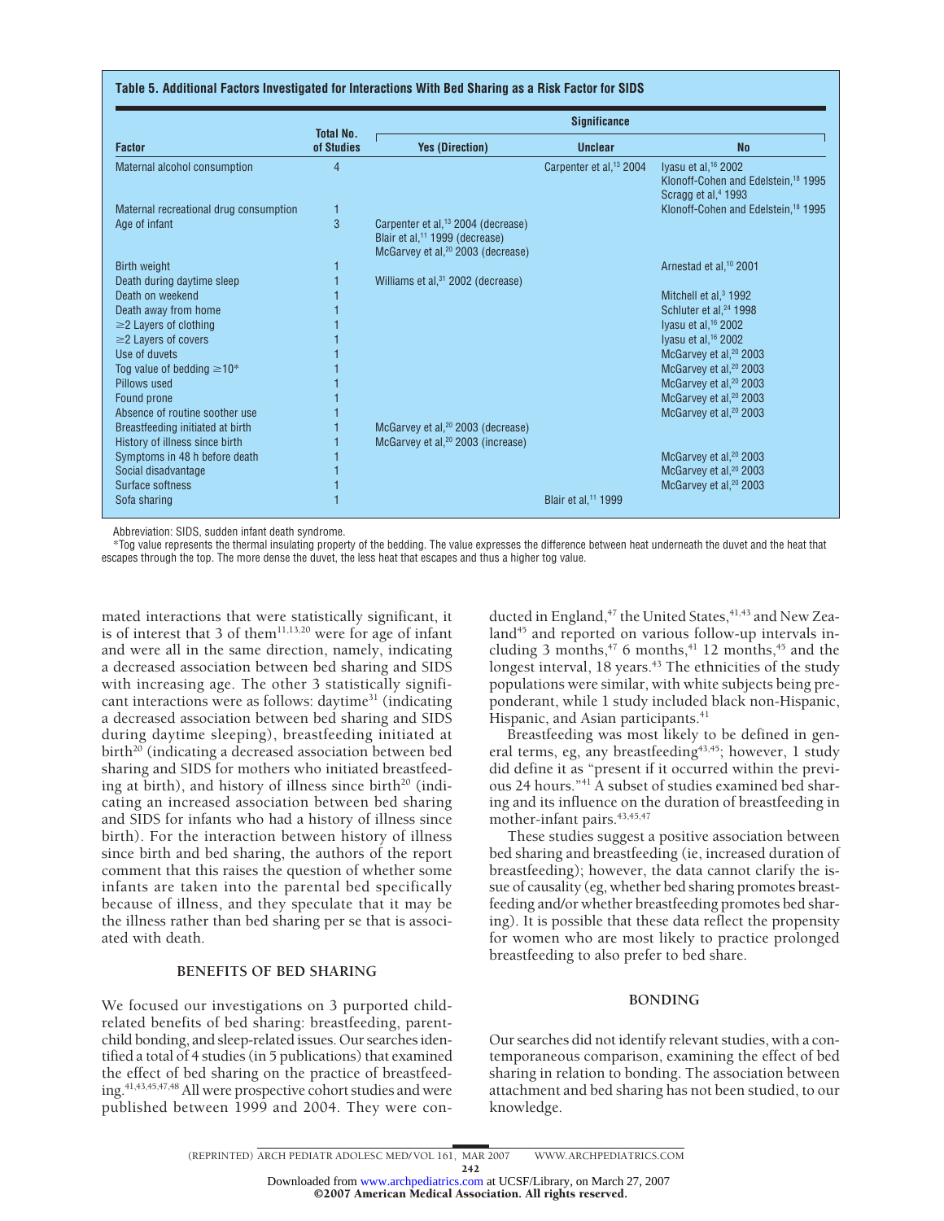**Table 5. Additional Factors Investigated for Interactions With Bed Sharing as a Risk Factor for SIDS**

| Factor | Total No. of Studies | Significance: Yes (Direction) | Significance: Unclear | Significance: No |
|---|---|---|---|---|
| Maternal alcohol consumption | 4 | | Carpenter et al,[13] 2004 | Iyasu et al,[16] 2002<br>Klonoff-Cohen and Edelstein,[18] 1995<br>Scragg et al,[4] 1993 |
| Maternal recreational drug consumption | 1 | | | Klonoff-Cohen and Edelstein,[18] 1995 |
| Age of infant | 3 | Carpenter et al,[13] 2004 (decrease)<br>Blair et al,[11] 1999 (decrease)<br>McGarvey et al,[20] 2003 (decrease) | | |
| Birth weight | 1 | | | Arnestad et al,[10] 2001 |
| Death during daytime sleep | 1 | Williams et al,[31] 2002 (decrease) | | |
| Death on weekend | 1 | | | Mitchell et al,[3] 1992 |
| Death away from home | 1 | | | Schluter et al,[24] 1998 |
| ≥2 Layers of clothing | 1 | | | Iyasu et al,[16] 2002 |
| ≥2 Layers of covers | 1 | | | Iyasu et al,[16] 2002 |
| Use of duvets | 1 | | | McGarvey et al,[20] 2003 |
| Tog value of bedding ≥10* | 1 | | | McGarvey et al,[20] 2003 |
| Pillows used | 1 | | | McGarvey et al,[20] 2003 |
| Found prone | 1 | | | McGarvey et al,[20] 2003 |
| Absence of routine soother use | 1 | | | McGarvey et al,[20] 2003 |
| Breastfeeding initiated at birth | 1 | McGarvey et al,[20] 2003 (decrease) | | |
| History of illness since birth | 1 | McGarvey et al,[20] 2003 (increase) | | |
| Symptoms in 48 h before death | 1 | | | McGarvey et al,[20] 2003 |
| Social disadvantage | 1 | | | McGarvey et al,[20] 2003 |
| Surface softness | 1 | | | McGarvey et al,[20] 2003 |
| Sofa sharing | 1 | | Blair et al,[11] 1999 | |

Abbreviation: SIDS, sudden infant death syndrome.

*Tog value represents the thermal insulating property of the bedding. The value expresses the difference between heat underneath the duvet and the heat that escapes through the top. The more dense the duvet, the less heat that escapes and thus a higher tog value.

mated interactions that were statistically significant, it is of interest that 3 of them[11,13,20] were for age of infant and were all in the same direction, namely, indicating a decreased association between bed sharing and SIDS with increasing age. The other 3 statistically significant interactions were as follows: daytime[31] (indicating a decreased association between bed sharing and SIDS during daytime sleeping), breastfeeding initiated at birth[20] (indicating a decreased association between bed sharing and SIDS for mothers who initiated breastfeeding at birth), and history of illness since birth[20] (indicating an increased association between bed sharing and SIDS for infants who had a history of illness since birth). For the interaction between history of illness since birth and bed sharing, the authors of the report comment that this raises the question of whether some infants are taken into the parental bed specifically because of illness, and they speculate that it may be the illness rather than bed sharing per se that is associated with death.

## BENEFITS OF BED SHARING

We focused our investigations on 3 purported child-related benefits of bed sharing: breastfeeding, parent-child bonding, and sleep-related issues. Our searches identified a total of 4 studies (in 5 publications) that examined the effect of bed sharing on the practice of breastfeeding.[41,43,45,47,48] All were prospective cohort studies and were published between 1999 and 2004. They were conducted in England,[47] the United States,[41,43] and New Zealand[45] and reported on various follow-up intervals including 3 months,[47] 6 months,[41] 12 months,[45] and the longest interval, 18 years.[43] The ethnicities of the study populations were similar, with white subjects being preponderant, while 1 study included black non-Hispanic, Hispanic, and Asian participants.[41]

Breastfeeding was most likely to be defined in general terms, eg, any breastfeeding[43,45]; however, 1 study did define it as "present if it occurred within the previous 24 hours."[41] A subset of studies examined bed sharing and its influence on the duration of breastfeeding in mother-infant pairs.[43,45,47]

These studies suggest a positive association between bed sharing and breastfeeding (ie, increased duration of breastfeeding); however, the data cannot clarify the issue of causality (eg, whether bed sharing promotes breastfeeding and/or whether breastfeeding promotes bed sharing). It is possible that these data reflect the propensity for women who are most likely to practice prolonged breastfeeding to also prefer to bed share.

## BONDING

Our searches did not identify relevant studies, with a contemporaneous comparison, examining the effect of bed sharing in relation to bonding. The association between attachment and bed sharing has not been studied, to our knowledge.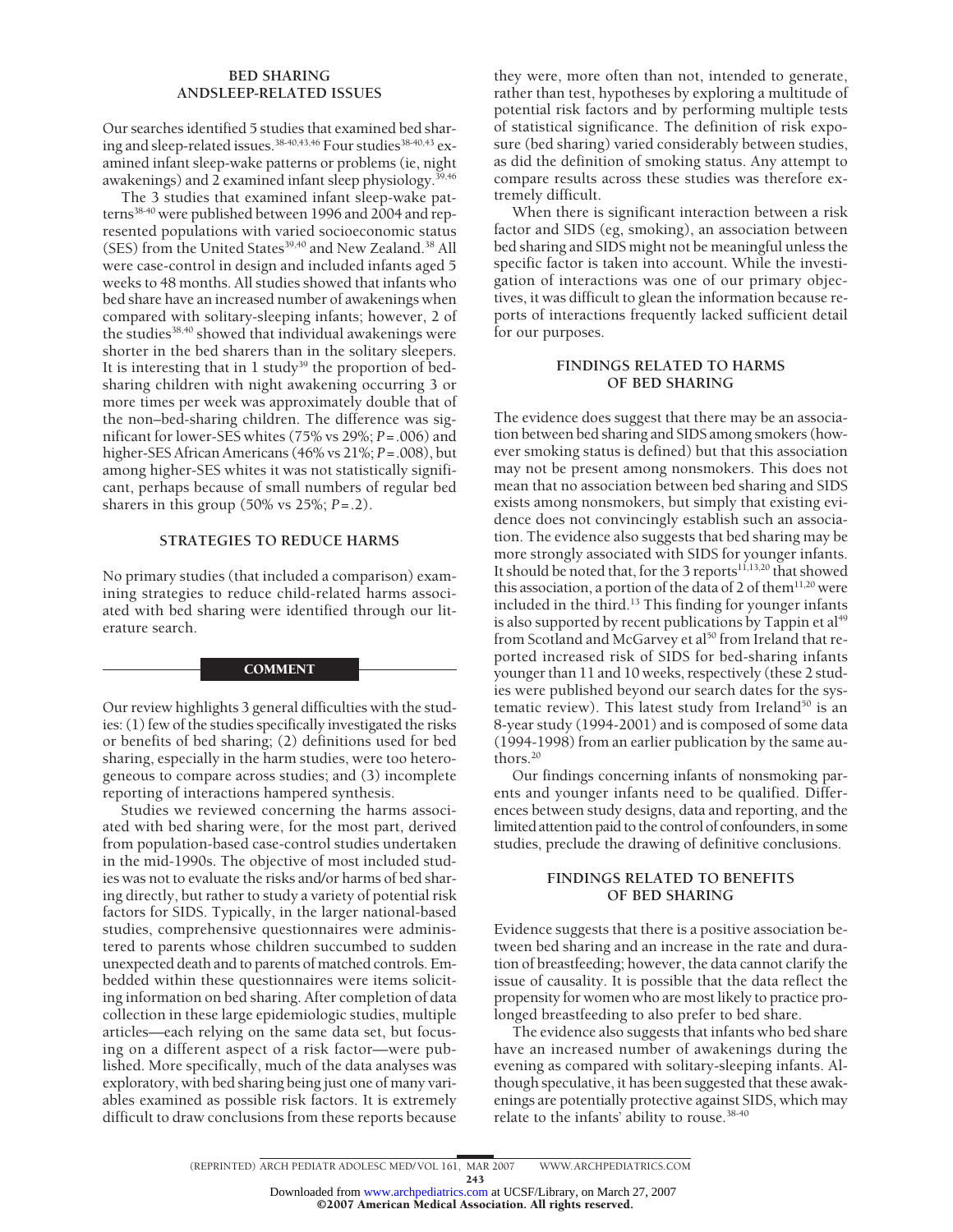## BED SHARING ANDSLEEP-RELATED ISSUES

Our searches identified 5 studies that examined bed sharing and sleep-related issues.[38-40,43,46] Four studies[38-40,43] examined infant sleep-wake patterns or problems (ie, night awakenings) and 2 examined infant sleep physiology.[39,46]

The 3 studies that examined infant sleep-wake patterns[38-40] were published between 1996 and 2004 and represented populations with varied socioeconomic status (SES) from the United States[39,40] and New Zealand.[38] All were case-control in design and included infants aged 5 weeks to 48 months. All studies showed that infants who bed share have an increased number of awakenings when compared with solitary-sleeping infants; however, 2 of the studies[38,40] showed that individual awakenings were shorter in the bed sharers than in the solitary sleepers. It is interesting that in 1 study[39] the proportion of bed-sharing children with night awakening occurring 3 or more times per week was approximately double that of the non–bed-sharing children. The difference was significant for lower-SES whites (75% vs 29%; *P*=.006) and higher-SES African Americans (46% vs 21%; *P*=.008), but among higher-SES whites it was not statistically significant, perhaps because of small numbers of regular bed sharers in this group (50% vs 25%; *P*=.2).

## STRATEGIES TO REDUCE HARMS

No primary studies (that included a comparison) examining strategies to reduce child-related harms associated with bed sharing were identified through our literature search.

# COMMENT

Our review highlights 3 general difficulties with the studies: (1) few of the studies specifically investigated the risks or benefits of bed sharing; (2) definitions used for bed sharing, especially in the harm studies, were too heterogeneous to compare across studies; and (3) incomplete reporting of interactions hampered synthesis.

Studies we reviewed concerning the harms associated with bed sharing were, for the most part, derived from population-based case-control studies undertaken in the mid-1990s. The objective of most included studies was not to evaluate the risks and/or harms of bed sharing directly, but rather to study a variety of potential risk factors for SIDS. Typically, in the larger national-based studies, comprehensive questionnaires were administered to parents whose children succumbed to sudden unexpected death and to parents of matched controls. Embedded within these questionnaires were items soliciting information on bed sharing. After completion of data collection in these large epidemiologic studies, multiple articles—each relying on the same data set, but focusing on a different aspect of a risk factor—were published. More specifically, much of the data analyses was exploratory, with bed sharing being just one of many variables examined as possible risk factors. It is extremely difficult to draw conclusions from these reports because they were, more often than not, intended to generate, rather than test, hypotheses by exploring a multitude of potential risk factors and by performing multiple tests of statistical significance. The definition of risk exposure (bed sharing) varied considerably between studies, as did the definition of smoking status. Any attempt to compare results across these studies was therefore extremely difficult.

When there is significant interaction between a risk factor and SIDS (eg, smoking), an association between bed sharing and SIDS might not be meaningful unless the specific factor is taken into account. While the investigation of interactions was one of our primary objectives, it was difficult to glean the information because reports of interactions frequently lacked sufficient detail for our purposes.

## FINDINGS RELATED TO HARMS OF BED SHARING

The evidence does suggest that there may be an association between bed sharing and SIDS among smokers (however smoking status is defined) but that this association may not be present among nonsmokers. This does not mean that no association between bed sharing and SIDS exists among nonsmokers, but simply that existing evidence does not convincingly establish such an association. The evidence also suggests that bed sharing may be more strongly associated with SIDS for younger infants. It should be noted that, for the 3 reports[11,13,20] that showed this association, a portion of the data of 2 of them[11,20] were included in the third.[13] This finding for younger infants is also supported by recent publications by Tappin et al[49] from Scotland and McGarvey et al[50] from Ireland that reported increased risk of SIDS for bed-sharing infants younger than 11 and 10 weeks, respectively (these 2 studies were published beyond our search dates for the systematic review). This latest study from Ireland[50] is an 8-year study (1994-2001) and is composed of some data (1994-1998) from an earlier publication by the same authors.[20]

Our findings concerning infants of nonsmoking parents and younger infants need to be qualified. Differences between study designs, data and reporting, and the limited attention paid to the control of confounders, in some studies, preclude the drawing of definitive conclusions.

## FINDINGS RELATED TO BENEFITS OF BED SHARING

Evidence suggests that there is a positive association between bed sharing and an increase in the rate and duration of breastfeeding; however, the data cannot clarify the issue of causality. It is possible that the data reflect the propensity for women who are most likely to practice prolonged breastfeeding to also prefer to bed share.

The evidence also suggests that infants who bed share have an increased number of awakenings during the evening as compared with solitary-sleeping infants. Although speculative, it has been suggested that these awakenings are potentially protective against SIDS, which may relate to the infants' ability to rouse.[38-40]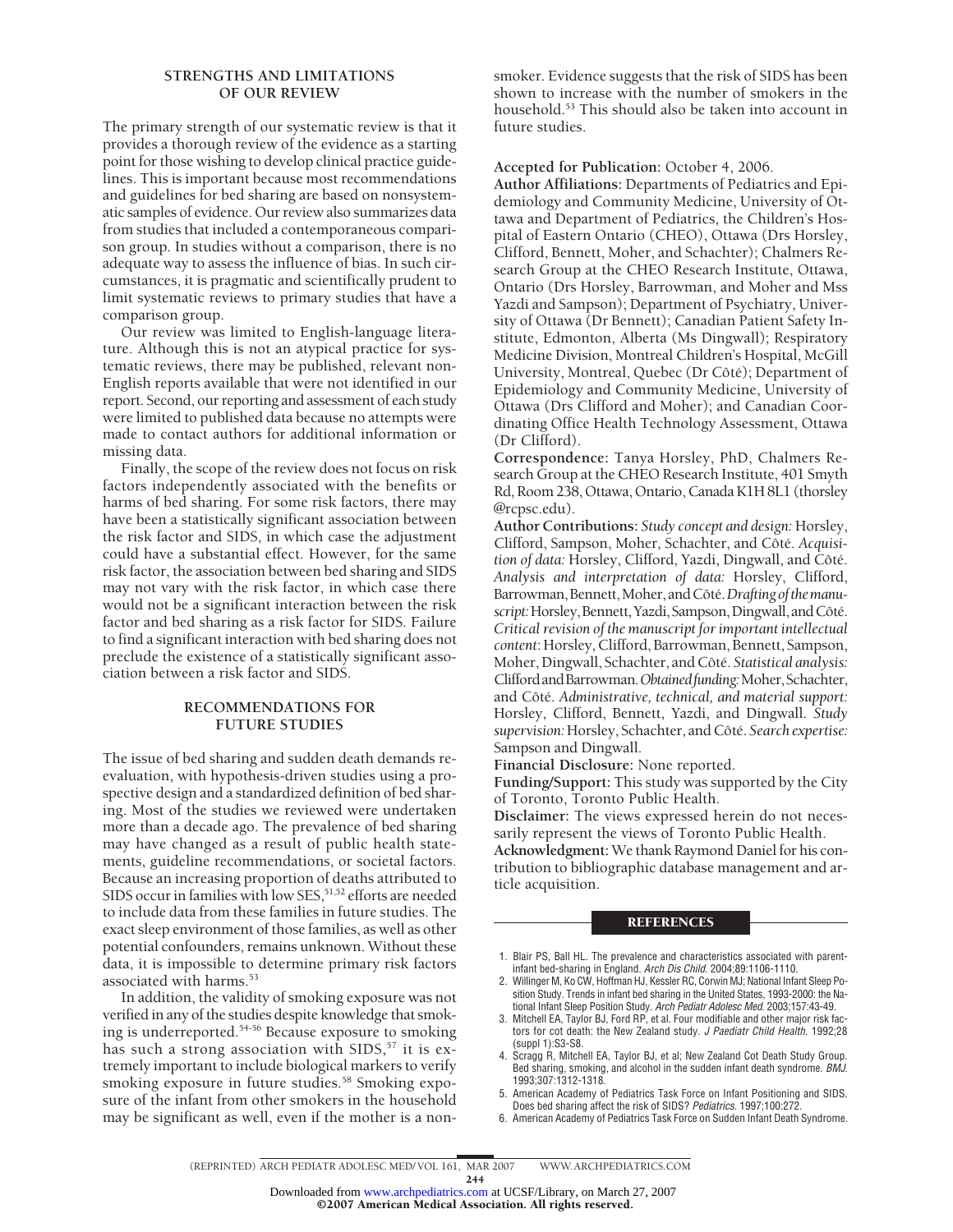## STRENGTHS AND LIMITATIONS OF OUR REVIEW

The primary strength of our systematic review is that it provides a thorough review of the evidence as a starting point for those wishing to develop clinical practice guidelines. This is important because most recommendations and guidelines for bed sharing are based on nonsystematic samples of evidence. Our review also summarizes data from studies that included a contemporaneous comparison group. In studies without a comparison, there is no adequate way to assess the influence of bias. In such circumstances, it is pragmatic and scientifically prudent to limit systematic reviews to primary studies that have a comparison group.

Our review was limited to English-language literature. Although this is not an atypical practice for systematic reviews, there may be published, relevant non-English reports available that were not identified in our report. Second, our reporting and assessment of each study were limited to published data because no attempts were made to contact authors for additional information or missing data.

Finally, the scope of the review does not focus on risk factors independently associated with the benefits or harms of bed sharing. For some risk factors, there may have been a statistically significant association between the risk factor and SIDS, in which case the adjustment could have a substantial effect. However, for the same risk factor, the association between bed sharing and SIDS may not vary with the risk factor, in which case there would not be a significant interaction between the risk factor and bed sharing as a risk factor for SIDS. Failure to find a significant interaction with bed sharing does not preclude the existence of a statistically significant association between a risk factor and SIDS.

## RECOMMENDATIONS FOR FUTURE STUDIES

The issue of bed sharing and sudden death demands reevaluation, with hypothesis-driven studies using a prospective design and a standardized definition of bed sharing. Most of the studies we reviewed were undertaken more than a decade ago. The prevalence of bed sharing may have changed as a result of public health statements, guideline recommendations, or societal factors. Because an increasing proportion of deaths attributed to SIDS occur in families with low SES,[51,52] efforts are needed to include data from these families in future studies. The exact sleep environment of those families, as well as other potential confounders, remains unknown. Without these data, it is impossible to determine primary risk factors associated with harms.[53]

In addition, the validity of smoking exposure was not verified in any of the studies despite knowledge that smoking is underreported.[54-56] Because exposure to smoking has such a strong association with SIDS,[57] it is extremely important to include biological markers to verify smoking exposure in future studies.[58] Smoking exposure of the infant from other smokers in the household may be significant as well, even if the mother is a nonsmoker. Evidence suggests that the risk of SIDS has been shown to increase with the number of smokers in the household.[53] This should also be taken into account in future studies.

**Accepted for Publication:** October 4, 2006.

**Author Affiliations:** Departments of Pediatrics and Epidemiology and Community Medicine, University of Ottawa and Department of Pediatrics, the Children's Hospital of Eastern Ontario (CHEO), Ottawa (Drs Horsley, Clifford, Bennett, Moher, and Schachter); Chalmers Research Group at the CHEO Research Institute, Ottawa, Ontario (Drs Horsley, Barrowman, and Moher and Mss Yazdi and Sampson); Department of Psychiatry, University of Ottawa (Dr Bennett); Canadian Patient Safety Institute, Edmonton, Alberta (Ms Dingwall); Respiratory Medicine Division, Montreal Children's Hospital, McGill University, Montreal, Quebec (Dr Côté); Department of Epidemiology and Community Medicine, University of Ottawa (Drs Clifford and Moher); and Canadian Coordinating Office Health Technology Assessment, Ottawa (Dr Clifford).

**Correspondence:** Tanya Horsley, PhD, Chalmers Research Group at the CHEO Research Institute, 401 Smyth Rd, Room 238, Ottawa, Ontario, Canada K1H 8L1 (thorsley@rcpsc.edu).

**Author Contributions:** *Study concept and design:* Horsley, Clifford, Sampson, Moher, Schachter, and Côté. *Acquisition of data:* Horsley, Clifford, Yazdi, Dingwall, and Côté. *Analysis and interpretation of data:* Horsley, Clifford, Barrowman, Bennett, Moher, and Côté. *Drafting of the manuscript:* Horsley, Bennett, Yazdi, Sampson, Dingwall, and Côté. *Critical revision of the manuscript for important intellectual content*: Horsley, Clifford, Barrowman, Bennett, Sampson, Moher, Dingwall, Schachter, and Côté. *Statistical analysis:* Clifford and Barrowman. *Obtained funding:* Moher, Schachter, and Côté. *Administrative, technical, and material support:* Horsley, Clifford, Bennett, Yazdi, and Dingwall. *Study supervision:* Horsley, Schachter, and Côté. *Search expertise:* Sampson and Dingwall.

**Financial Disclosure:** None reported.

**Funding/Support:** This study was supported by the City of Toronto, Toronto Public Health.

**Disclaimer:** The views expressed herein do not necessarily represent the views of Toronto Public Health.

**Acknowledgment:** We thank Raymond Daniel for his contribution to bibliographic database management and article acquisition.

## REFERENCES

1. Blair PS, Ball HL. The prevalence and characteristics associated with parent-infant bed-sharing in England. *Arch Dis Child*. 2004;89:1106-1110.
2. Willinger M, Ko CW, Hoffman HJ, Kessler RC, Corwin MJ; National Infant Sleep Position Study. Trends in infant bed sharing in the United States, 1993-2000: the National Infant Sleep Position Study. *Arch Pediatr Adolesc Med*. 2003;157:43-49.
3. Mitchell EA, Taylor BJ, Ford RP, et al. Four modifiable and other major risk factors for cot death: the New Zealand study. *J Paediatr Child Health*. 1992;28(suppl 1):S3-S8.
4. Scragg R, Mitchell EA, Taylor BJ, et al; New Zealand Cot Death Study Group. Bed sharing, smoking, and alcohol in the sudden infant death syndrome. *BMJ*. 1993;307:1312-1318.
5. American Academy of Pediatrics Task Force on Infant Positioning and SIDS. Does bed sharing affect the risk of SIDS? *Pediatrics*. 1997;100:272.
6. American Academy of Pediatrics Task Force on Sudden Infant Death Syndrome.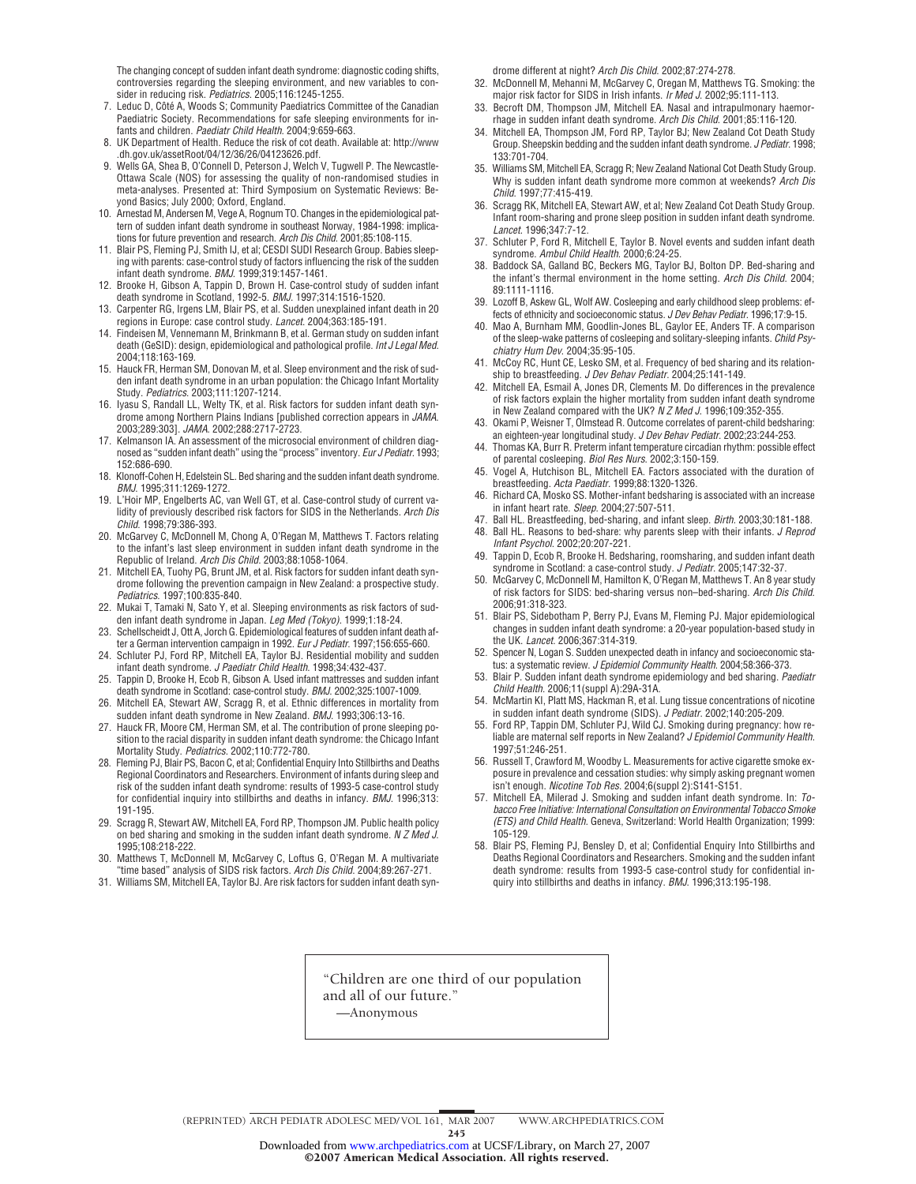The changing concept of sudden infant death syndrome: diagnostic coding shifts, controversies regarding the sleeping environment, and new variables to consider in reducing risk. *Pediatrics.* 2005;116:1245-1255.

7. Leduc D, Côté A, Woods S; Community Paediatrics Committee of the Canadian Paediatric Society. Recommendations for safe sleeping environments for infants and children. *Paediatr Child Health.* 2004;9:659-663.
8. UK Department of Health. Reduce the risk of cot death. Available at: http://www.dh.gov.uk/assetRoot/04/12/36/26/04123626.pdf.
9. Wells GA, Shea B, O'Connell D, Peterson J, Welch V, Tugwell P. The Newcastle-Ottawa Scale (NOS) for assessing the quality of non-randomised studies in meta-analyses. Presented at: Third Symposium on Systematic Reviews: Beyond Basics; July 2000; Oxford, England.
10. Arnestad M, Andersen M, Vege A, Rognum TO. Changes in the epidemiological pattern of sudden infant death syndrome in southeast Norway, 1984-1998: implications for future prevention and research. *Arch Dis Child.* 2001;85:108-115.
11. Blair PS, Fleming PJ, Smith IJ, et al; CESDI SUDI Research Group. Babies sleeping with parents: case-control study of factors influencing the risk of the sudden infant death syndrome. *BMJ.* 1999;319:1457-1461.
12. Brooke H, Gibson A, Tappin D, Brown H. Case-control study of sudden infant death syndrome in Scotland, 1992-5. *BMJ.* 1997;314:1516-1520.
13. Carpenter RG, Irgens LM, Blair PS, et al. Sudden unexplained infant death in 20 regions in Europe: case control study. *Lancet.* 2004;363:185-191.
14. Findeisen M, Vennemann M, Brinkmann B, et al. German study on sudden infant death (GeSID): design, epidemiological and pathological profile. *Int J Legal Med.* 2004;118:163-169.
15. Hauck FR, Herman SM, Donovan M, et al. Sleep environment and the risk of sudden infant death syndrome in an urban population: the Chicago Infant Mortality Study. *Pediatrics.* 2003;111:1207-1214.
16. Iyasu S, Randall LL, Welty TK, et al. Risk factors for sudden infant death syndrome among Northern Plains Indians [published correction appears in *JAMA.* 2003;289:303]. *JAMA.* 2002;288:2717-2723.
17. Kelmanson IA. An assessment of the microsocial environment of children diagnosed as "sudden infant death" using the "process" inventory. *Eur J Pediatr.* 1993;152:686-690.
18. Klonoff-Cohen H, Edelstein SL. Bed sharing and the sudden infant death syndrome. *BMJ.* 1995;311:1269-1272.
19. L'Hoir MP, Engelberts AC, van Well GT, et al. Case-control study of current validity of previously described risk factors for SIDS in the Netherlands. *Arch Dis Child.* 1998;79:386-393.
20. McGarvey C, McDonnell M, Chong A, O'Regan M, Matthews T. Factors relating to the infant's last sleep environment in sudden infant death syndrome in the Republic of Ireland. *Arch Dis Child.* 2003;88:1058-1064.
21. Mitchell EA, Tuohy PG, Brunt JM, et al. Risk factors for sudden infant death syndrome following the prevention campaign in New Zealand: a prospective study. *Pediatrics.* 1997;100:835-840.
22. Mukai T, Tamaki N, Sato Y, et al. Sleeping environments as risk factors of sudden infant death syndrome in Japan. *Leg Med (Tokyo).* 1999;1:18-24.
23. Schellscheidt J, Ott A, Jorch G. Epidemiological features of sudden infant death after a German intervention campaign in 1992. *Eur J Pediatr.* 1997;156:655-660.
24. Schluter PJ, Ford RP, Mitchell EA, Taylor BJ. Residential mobility and sudden infant death syndrome. *J Paediatr Child Health.* 1998;34:432-437.
25. Tappin D, Brooke H, Ecob R, Gibson A. Used infant mattresses and sudden infant death syndrome in Scotland: case-control study. *BMJ.* 2002;325:1007-1009.
26. Mitchell EA, Stewart AW, Scragg R, et al. Ethnic differences in mortality from sudden infant death syndrome in New Zealand. *BMJ.* 1993;306:13-16.
27. Hauck FR, Moore CM, Herman SM, et al. The contribution of prone sleeping position to the racial disparity in sudden infant death syndrome: the Chicago Infant Mortality Study. *Pediatrics.* 2002;110:772-780.
28. Fleming PJ, Blair PS, Bacon C, et al; Confidential Enquiry Into Stillbirths and Deaths Regional Coordinators and Researchers. Environment of infants during sleep and risk of the sudden infant death syndrome: results of 1993-5 case-control study for confidential inquiry into stillbirths and deaths in infancy. *BMJ.* 1996;313:191-195.
29. Scragg R, Stewart AW, Mitchell EA, Ford RP, Thompson JM. Public health policy on bed sharing and smoking in the sudden infant death syndrome. *N Z Med J.* 1995;108:218-222.
30. Matthews T, McDonnell M, McGarvey C, Loftus G, O'Regan M. A multivariate "time based" analysis of SIDS risk factors. *Arch Dis Child.* 2004;89:267-271.
31. Williams SM, Mitchell EA, Taylor BJ. Are risk factors for sudden infant death syndrome different at night? *Arch Dis Child.* 2002;87:274-278.
32. McDonnell M, Mehanni M, McGarvey C, Oregan M, Matthews TG. Smoking: the major risk factor for SIDS in Irish infants. *Ir Med J.* 2002;95:111-113.
33. Becroft DM, Thompson JM, Mitchell EA. Nasal and intrapulmonary haemorrhage in sudden infant death syndrome. *Arch Dis Child.* 2001;85:116-120.
34. Mitchell EA, Thompson JM, Ford RP, Taylor BJ; New Zealand Cot Death Study Group. Sheepskin bedding and the sudden infant death syndrome. *J Pediatr.* 1998;133:701-704.
35. Williams SM, Mitchell EA, Scragg R; New Zealand National Cot Death Study Group. Why is sudden infant death syndrome more common at weekends? *Arch Dis Child.* 1997;77:415-419.
36. Scragg RK, Mitchell EA, Stewart AW, et al; New Zealand Cot Death Study Group. Infant room-sharing and prone sleep position in sudden infant death syndrome. *Lancet.* 1996;347:7-12.
37. Schluter P, Ford R, Mitchell E, Taylor B. Novel events and sudden infant death syndrome. *Ambul Child Health.* 2000;6:24-25.
38. Baddock SA, Galland BC, Beckers MG, Taylor BJ, Bolton DP. Bed-sharing and the infant's thermal environment in the home setting. *Arch Dis Child.* 2004;89:1111-1116.
39. Lozoff B, Askew GL, Wolf AW. Cosleeping and early childhood sleep problems: effects of ethnicity and socioeconomic status. *J Dev Behav Pediatr.* 1996;17:9-15.
40. Mao A, Burnham MM, Goodlin-Jones BL, Gaylor EE, Anders TF. A comparison of the sleep-wake patterns of cosleeping and solitary-sleeping infants. *Child Psychiatry Hum Dev.* 2004;35:95-105.
41. McCoy RC, Hunt CE, Lesko SM, et al. Frequency of bed sharing and its relationship to breastfeeding. *J Dev Behav Pediatr.* 2004;25:141-149.
42. Mitchell EA, Esmail A, Jones DR, Clements M. Do differences in the prevalence of risk factors explain the higher mortality from sudden infant death syndrome in New Zealand compared with the UK? *N Z Med J.* 1996;109:352-355.
43. Okami P, Weisner T, Olmstead R. Outcome correlates of parent-child bedsharing: an eighteen-year longitudinal study. *J Dev Behav Pediatr.* 2002;23:244-253.
44. Thomas KA, Burr R. Preterm infant temperature circadian rhythm: possible effect of parental cosleeping. *Biol Res Nurs.* 2002;3:150-159.
45. Vogel A, Hutchison BL, Mitchell EA. Factors associated with the duration of breastfeeding. *Acta Paediatr.* 1999;88:1320-1326.
46. Richard CA, Mosko SS. Mother-infant bedsharing is associated with an increase in infant heart rate. *Sleep.* 2004;27:507-511.
47. Ball HL. Breastfeeding, bed-sharing, and infant sleep. *Birth.* 2003;30:181-188.
48. Ball HL. Reasons to bed-share: why parents sleep with their infants. *J Reprod Infant Psychol.* 2002;20:207-221.
49. Tappin D, Ecob R, Brooke H. Bedsharing, roomsharing, and sudden infant death syndrome in Scotland: a case-control study. *J Pediatr.* 2005;147:32-37.
50. McGarvey C, McDonnell M, Hamilton K, O'Regan M, Matthews T. An 8 year study of risk factors for SIDS: bed-sharing versus non–bed-sharing. *Arch Dis Child.* 2006;91:318-323.
51. Blair PS, Sidebotham P, Berry PJ, Evans M, Fleming PJ. Major epidemiological changes in sudden infant death syndrome: a 20-year population-based study in the UK. *Lancet.* 2006;367:314-319.
52. Spencer N, Logan S. Sudden unexpected death in infancy and socioeconomic status: a systematic review. *J Epidemiol Community Health.* 2004;58:366-373.
53. Blair P. Sudden infant death syndrome epidemiology and bed sharing. *Paediatr Child Health.* 2006;11(suppl A):29A-31A.
54. McMartin KI, Platt MS, Hackman R, et al. Lung tissue concentrations of nicotine in sudden infant death syndrome (SIDS). *J Pediatr.* 2002;140:205-209.
55. Ford RP, Tappin DM, Schluter PJ, Wild CJ. Smoking during pregnancy: how reliable are maternal self reports in New Zealand? *J Epidemiol Community Health.* 1997;51:246-251.
56. Russell T, Crawford M, Woodby L. Measurements for active cigarette smoke exposure in prevalence and cessation studies: why simply asking pregnant women isn't enough. *Nicotine Tob Res.* 2004;6(suppl 2):S141-S151.
57. Mitchell EA, Milerad J. Smoking and sudden infant death syndrome. In: *Tobacco Free Initiative: International Consultation on Environmental Tobacco Smoke (ETS) and Child Health.* Geneva, Switzerland: World Health Organization; 1999:105-129.
58. Blair PS, Fleming PJ, Bensley D, et al; Confidential Enquiry Into Stillbirths and Deaths Regional Coordinators and Researchers. Smoking and the sudden infant death syndrome: results from 1993-5 case-control study for confidential inquiry into stillbirths and deaths in infancy. *BMJ.* 1996;313:195-198.

"Children are one third of our population and all of our future."

—Anonymous